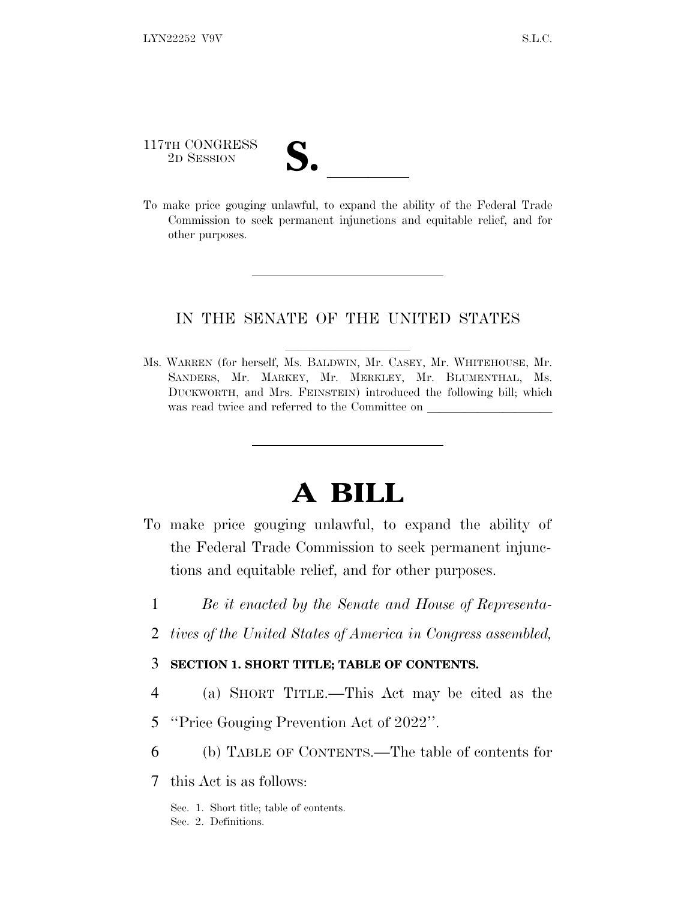117TH CONGRESS
2D SESSION

# S. \_\_\_\_\_\_

To make price gouging unlawful, to expand the ability of the Federal Trade Commission to seek permanent injunctions and equitable relief, and for other purposes.

---

IN THE SENATE OF THE UNITED STATES

Ms. WARREN (for herself, Ms. BALDWIN, Mr. CASEY, Mr. WHITEHOUSE, Mr. SANDERS, Mr. MARKEY, Mr. MERKLEY, Mr. BLUMENTHAL, Ms. DUCKWORTH, and Mrs. FEINSTEIN) introduced the following bill; which was read twice and referred to the Committee on \_\_\_\_\_\_\_\_\_\_\_\_\_\_\_\_\_\_\_\_

---

# A BILL

To make price gouging unlawful, to expand the ability of the Federal Trade Commission to seek permanent injunctions and equitable relief, and for other purposes.

1 *Be it enacted by the Senate and House of Representa-*
2 *tives of the United States of America in Congress assembled,*

3 **SECTION 1. SHORT TITLE; TABLE OF CONTENTS.**

4 (a) SHORT TITLE.—This Act may be cited as the
5 "Price Gouging Prevention Act of 2022".

6 (b) TABLE OF CONTENTS.—The table of contents for
7 this Act is as follows:

Sec. 1. Short title; table of contents.
Sec. 2. Definitions.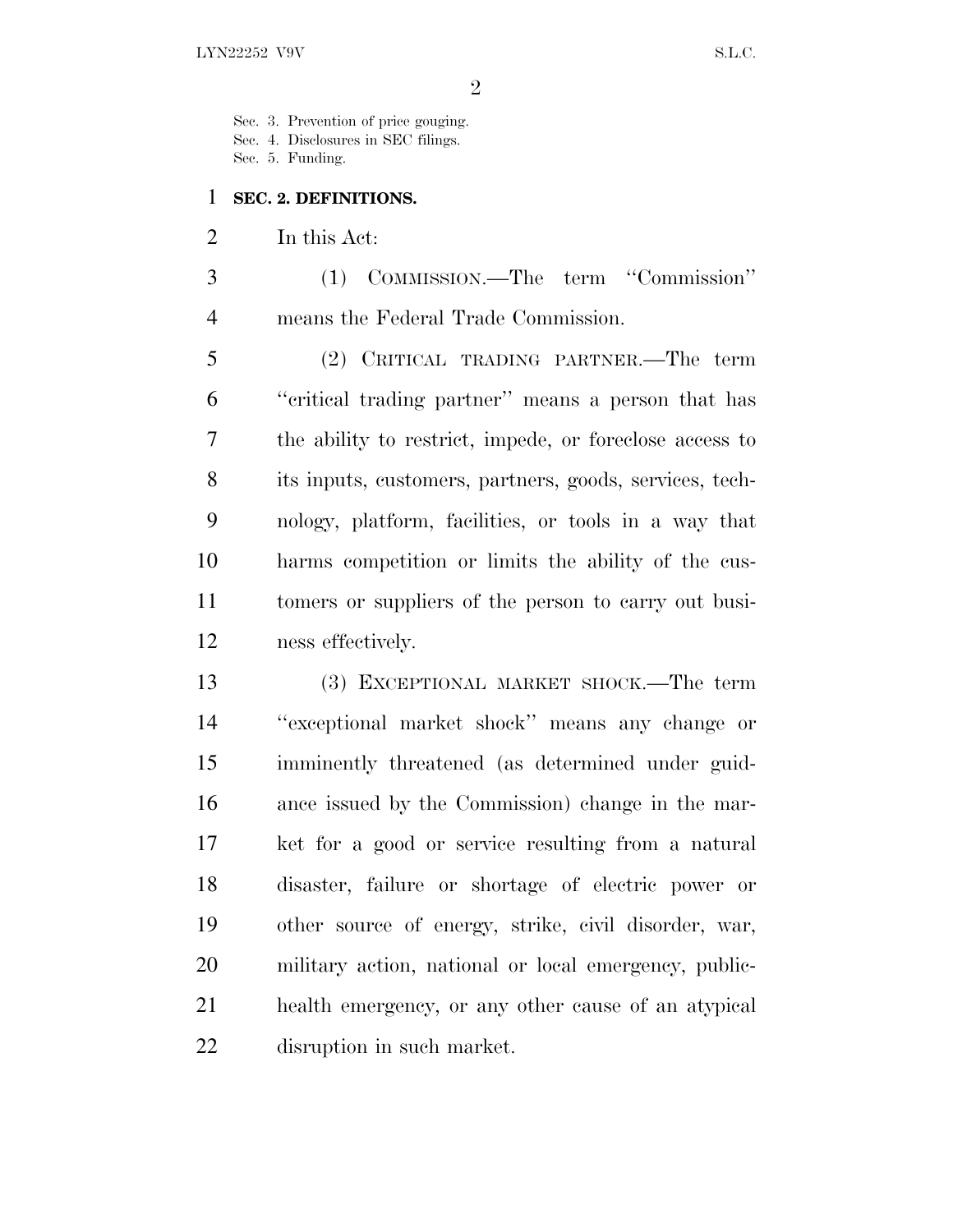Sec. 3. Prevention of price gouging.
Sec. 4. Disclosures in SEC filings.
Sec. 5. Funding.

**SEC. 2. DEFINITIONS.**

In this Act:

(1) COMMISSION.—The term ''Commission'' means the Federal Trade Commission.

(2) CRITICAL TRADING PARTNER.—The term ''critical trading partner'' means a person that has the ability to restrict, impede, or foreclose access to its inputs, customers, partners, goods, services, technology, platform, facilities, or tools in a way that harms competition or limits the ability of the customers or suppliers of the person to carry out business effectively.

(3) EXCEPTIONAL MARKET SHOCK.—The term ''exceptional market shock'' means any change or imminently threatened (as determined under guidance issued by the Commission) change in the market for a good or service resulting from a natural disaster, failure or shortage of electric power or other source of energy, strike, civil disorder, war, military action, national or local emergency, public-health emergency, or any other cause of an atypical disruption in such market.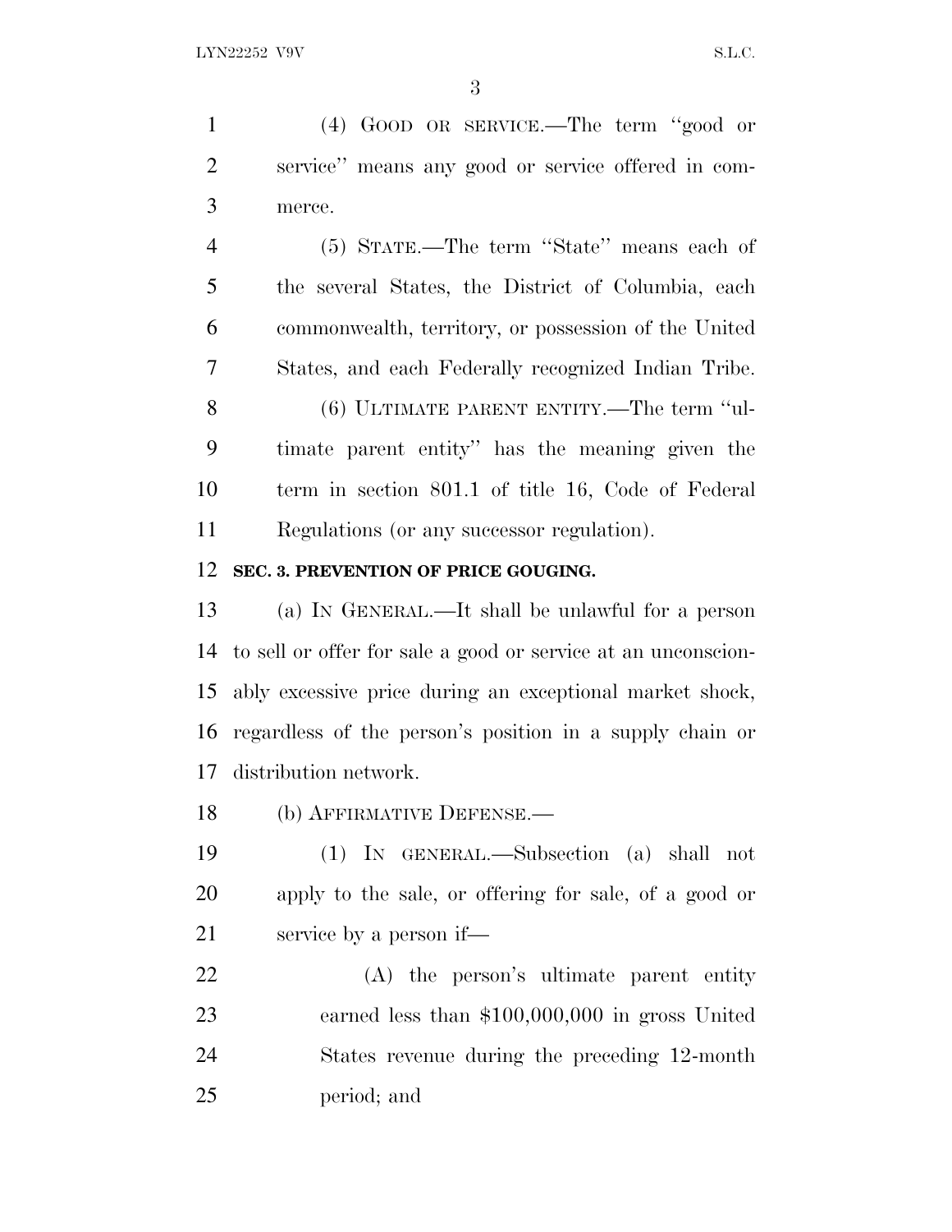(4) GOOD OR SERVICE.—The term ''good or service'' means any good or service offered in commerce.

(5) STATE.—The term ''State'' means each of the several States, the District of Columbia, each commonwealth, territory, or possession of the United States, and each Federally recognized Indian Tribe.

(6) ULTIMATE PARENT ENTITY.—The term ''ultimate parent entity'' has the meaning given the term in section 801.1 of title 16, Code of Federal Regulations (or any successor regulation).

**SEC. 3. PREVENTION OF PRICE GOUGING.**

(a) IN GENERAL.—It shall be unlawful for a person to sell or offer for sale a good or service at an unconscionably excessive price during an exceptional market shock, regardless of the person's position in a supply chain or distribution network.

(b) AFFIRMATIVE DEFENSE.—

(1) IN GENERAL.—Subsection (a) shall not apply to the sale, or offering for sale, of a good or service by a person if—

(A) the person's ultimate parent entity earned less than $100,000,000 in gross United States revenue during the preceding 12-month period; and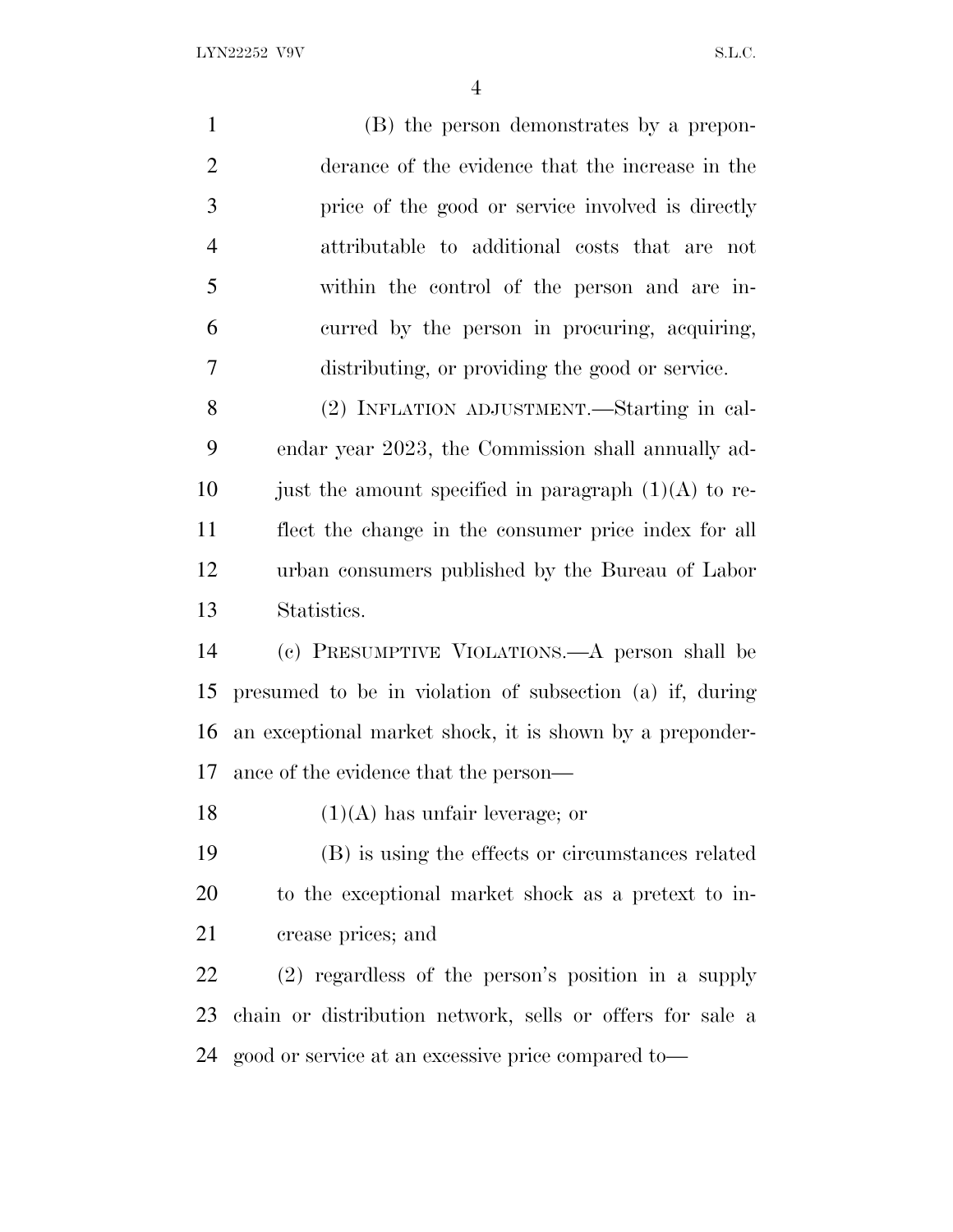(B) the person demonstrates by a preponderance of the evidence that the increase in the price of the good or service involved is directly attributable to additional costs that are not within the control of the person and are incurred by the person in procuring, acquiring, distributing, or providing the good or service.

(2) INFLATION ADJUSTMENT.—Starting in calendar year 2023, the Commission shall annually adjust the amount specified in paragraph (1)(A) to reflect the change in the consumer price index for all urban consumers published by the Bureau of Labor Statistics.

(c) PRESUMPTIVE VIOLATIONS.—A person shall be presumed to be in violation of subsection (a) if, during an exceptional market shock, it is shown by a preponderance of the evidence that the person—

(1)(A) has unfair leverage; or

(B) is using the effects or circumstances related to the exceptional market shock as a pretext to increase prices; and

(2) regardless of the person's position in a supply chain or distribution network, sells or offers for sale a good or service at an excessive price compared to—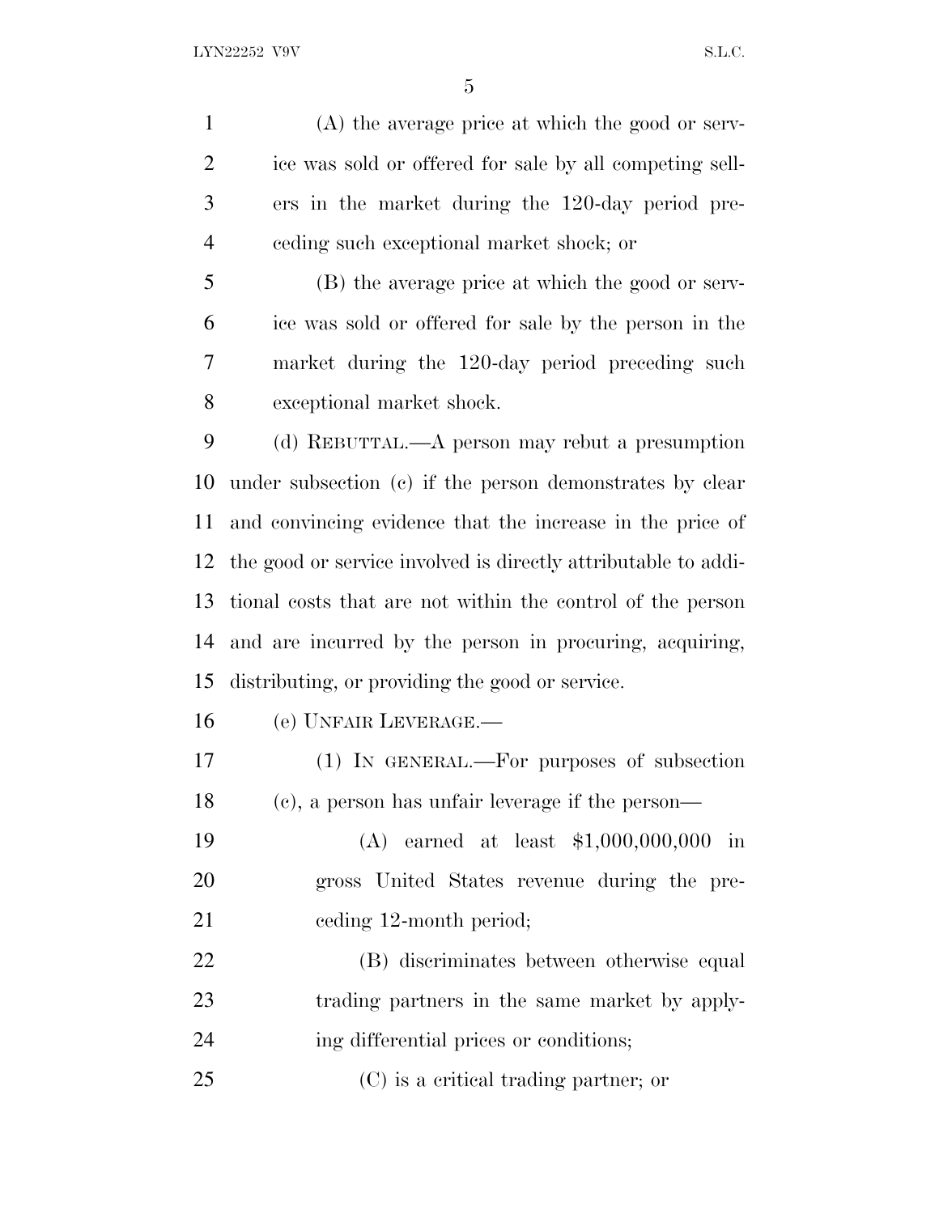(A) the average price at which the good or service was sold or offered for sale by all competing sellers in the market during the 120-day period preceding such exceptional market shock; or

(B) the average price at which the good or service was sold or offered for sale by the person in the market during the 120-day period preceding such exceptional market shock.

(d) REBUTTAL.—A person may rebut a presumption under subsection (c) if the person demonstrates by clear and convincing evidence that the increase in the price of the good or service involved is directly attributable to additional costs that are not within the control of the person and are incurred by the person in procuring, acquiring, distributing, or providing the good or service.

(e) UNFAIR LEVERAGE.—

(1) IN GENERAL.—For purposes of subsection (c), a person has unfair leverage if the person—

(A) earned at least $1,000,000,000 in gross United States revenue during the preceding 12-month period;

(B) discriminates between otherwise equal trading partners in the same market by applying differential prices or conditions;

(C) is a critical trading partner; or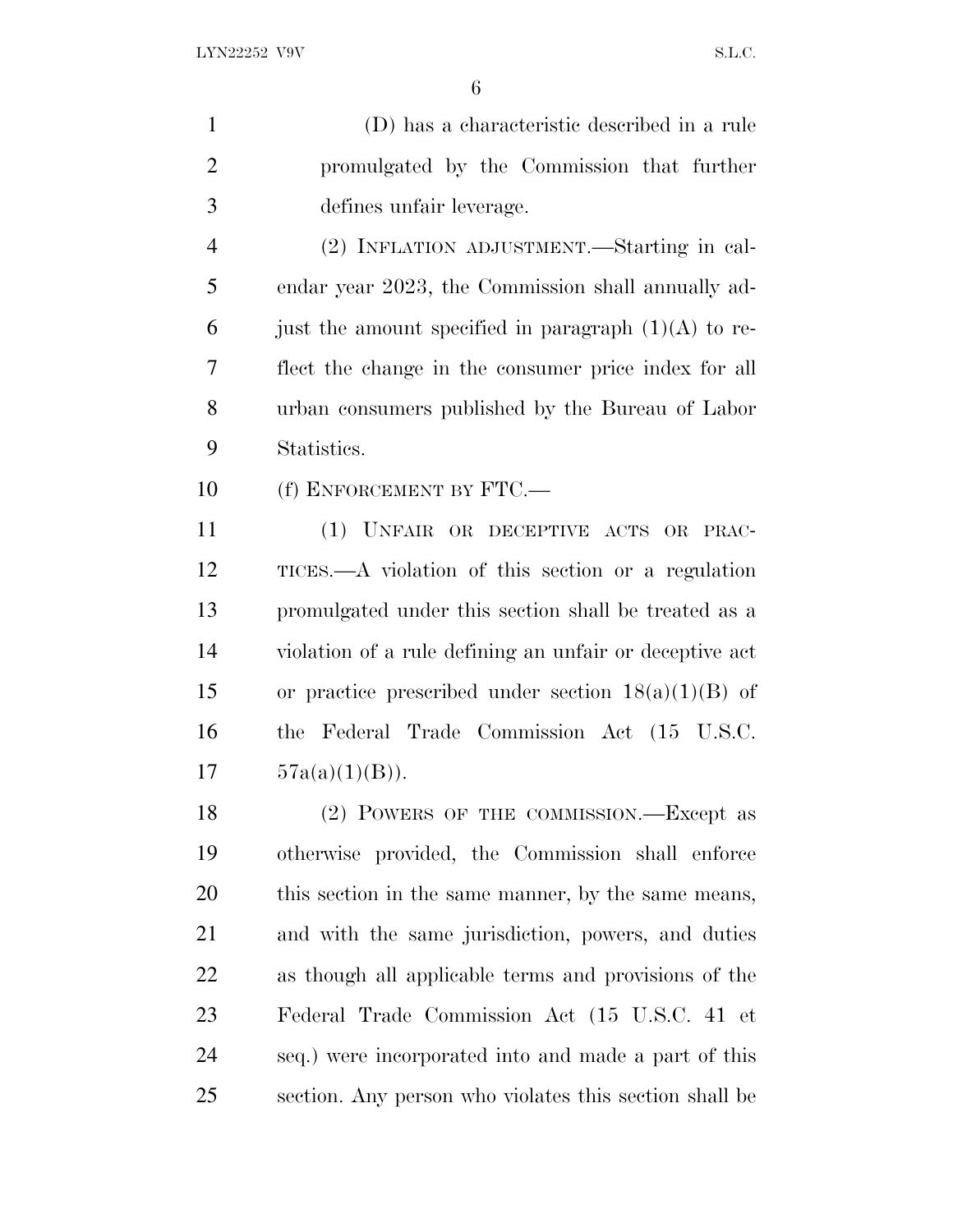(D) has a characteristic described in a rule promulgated by the Commission that further defines unfair leverage.

(2) INFLATION ADJUSTMENT.—Starting in calendar year 2023, the Commission shall annually adjust the amount specified in paragraph (1)(A) to reflect the change in the consumer price index for all urban consumers published by the Bureau of Labor Statistics.

(f) ENFORCEMENT BY FTC.—

(1) UNFAIR OR DECEPTIVE ACTS OR PRACTICES.—A violation of this section or a regulation promulgated under this section shall be treated as a violation of a rule defining an unfair or deceptive act or practice prescribed under section 18(a)(1)(B) of the Federal Trade Commission Act (15 U.S.C. 57a(a)(1)(B)).

(2) POWERS OF THE COMMISSION.—Except as otherwise provided, the Commission shall enforce this section in the same manner, by the same means, and with the same jurisdiction, powers, and duties as though all applicable terms and provisions of the Federal Trade Commission Act (15 U.S.C. 41 et seq.) were incorporated into and made a part of this section. Any person who violates this section shall be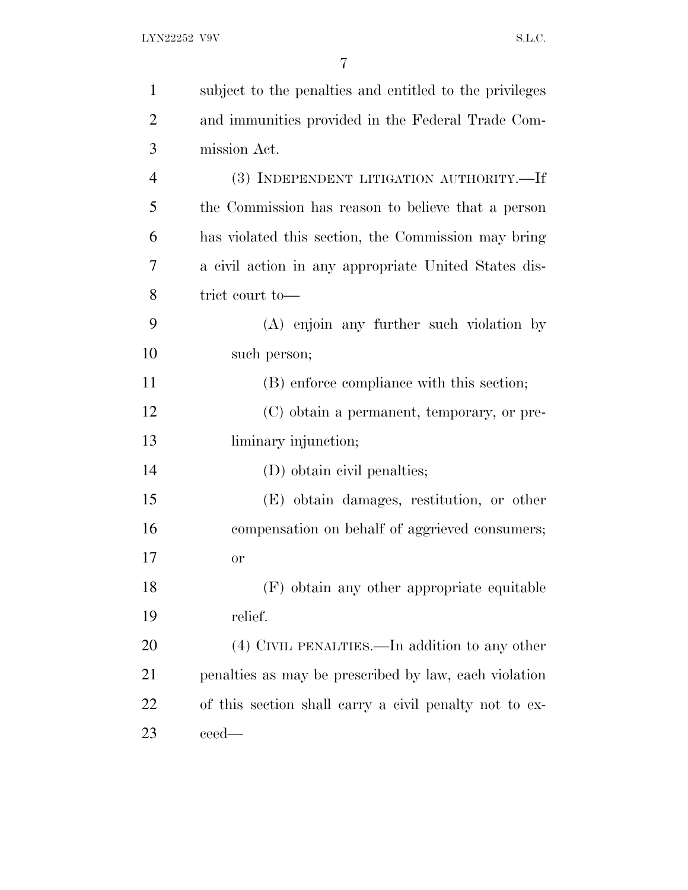subject to the penalties and entitled to the privileges and immunities provided in the Federal Trade Commission Act.

(3) INDEPENDENT LITIGATION AUTHORITY.—If the Commission has reason to believe that a person has violated this section, the Commission may bring a civil action in any appropriate United States district court to—

(A) enjoin any further such violation by such person;

(B) enforce compliance with this section;

(C) obtain a permanent, temporary, or preliminary injunction;

(D) obtain civil penalties;

(E) obtain damages, restitution, or other compensation on behalf of aggrieved consumers; or

(F) obtain any other appropriate equitable relief.

(4) CIVIL PENALTIES.—In addition to any other penalties as may be prescribed by law, each violation of this section shall carry a civil penalty not to exceed—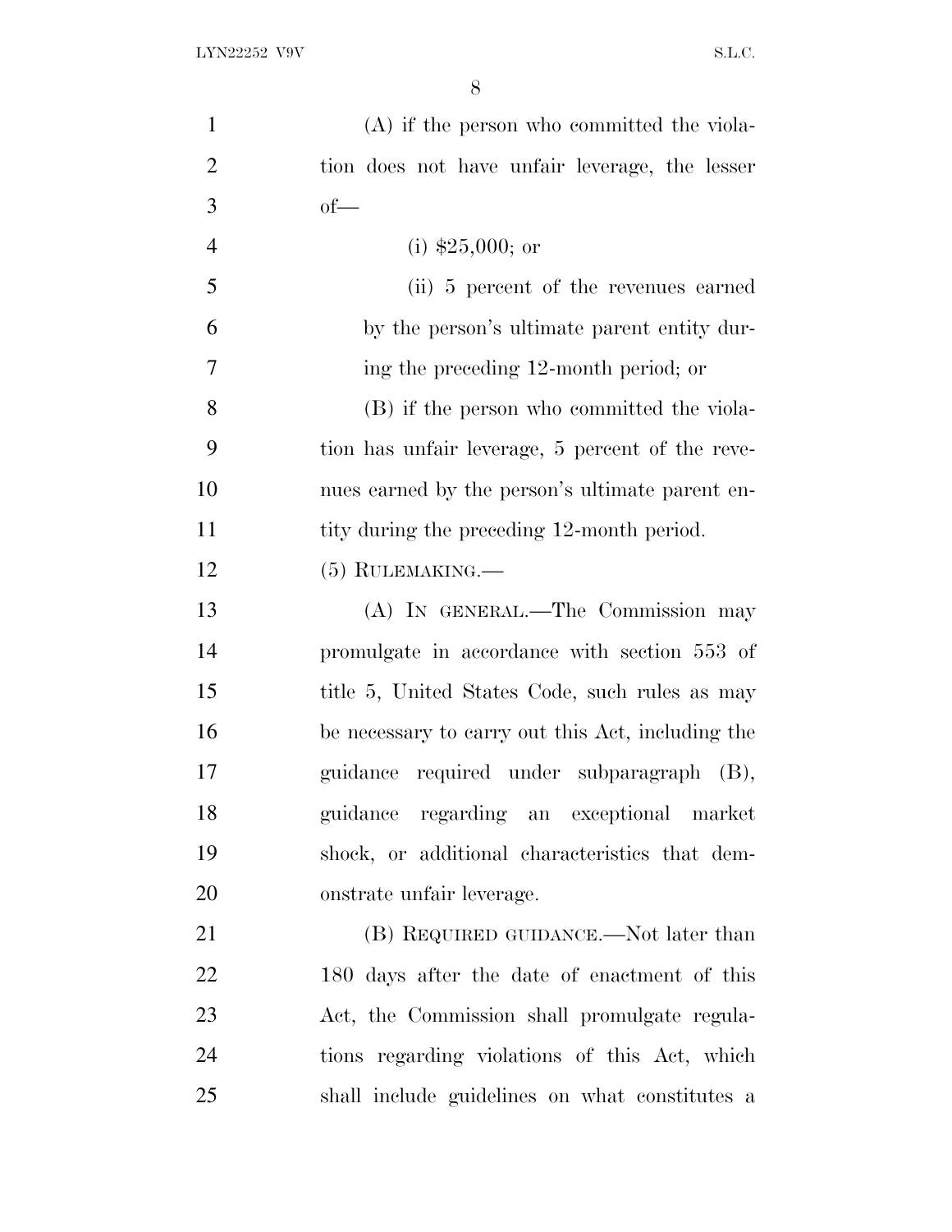(A) if the person who committed the violation does not have unfair leverage, the lesser of—

(i) $25,000; or

(ii) 5 percent of the revenues earned by the person's ultimate parent entity during the preceding 12-month period; or

(B) if the person who committed the violation has unfair leverage, 5 percent of the revenues earned by the person's ultimate parent entity during the preceding 12-month period.

(5) RULEMAKING.—

(A) IN GENERAL.—The Commission may promulgate in accordance with section 553 of title 5, United States Code, such rules as may be necessary to carry out this Act, including the guidance required under subparagraph (B), guidance regarding an exceptional market shock, or additional characteristics that demonstrate unfair leverage.

(B) REQUIRED GUIDANCE.—Not later than 180 days after the date of enactment of this Act, the Commission shall promulgate regulations regarding violations of this Act, which shall include guidelines on what constitutes a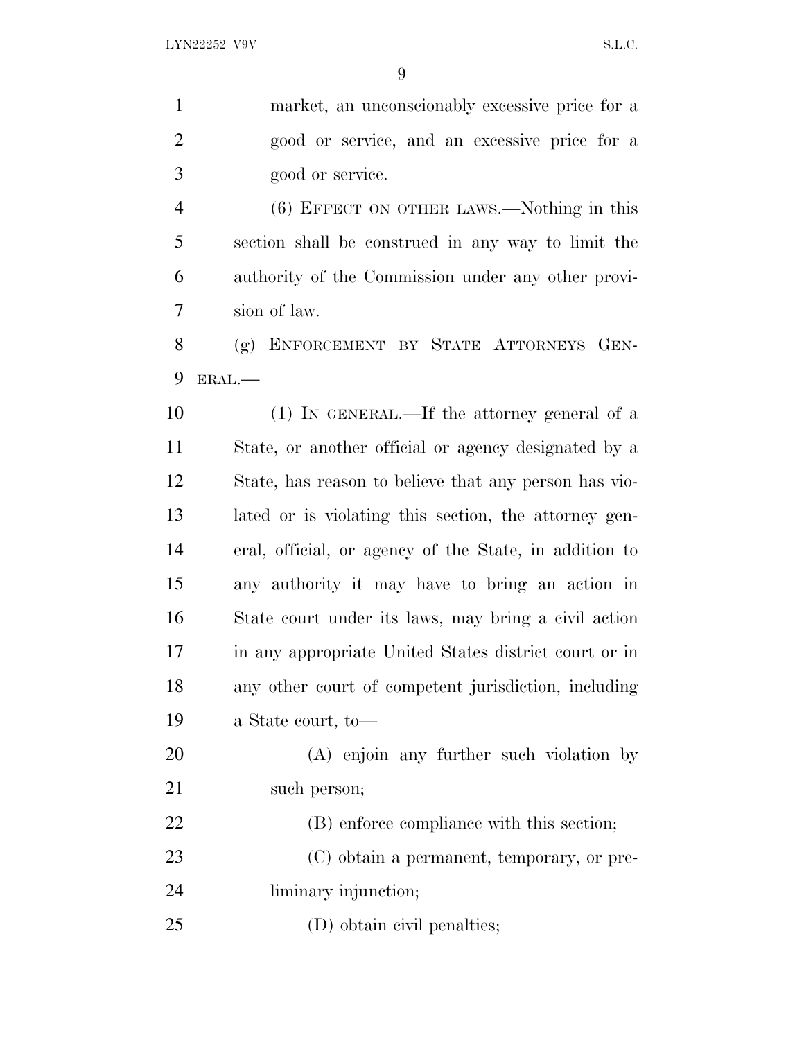market, an unconscionably excessive price for a good or service, and an excessive price for a good or service.

(6) EFFECT ON OTHER LAWS.—Nothing in this section shall be construed in any way to limit the authority of the Commission under any other provision of law.

(g) ENFORCEMENT BY STATE ATTORNEYS GENERAL.—

(1) IN GENERAL.—If the attorney general of a State, or another official or agency designated by a State, has reason to believe that any person has violated or is violating this section, the attorney general, official, or agency of the State, in addition to any authority it may have to bring an action in State court under its laws, may bring a civil action in any appropriate United States district court or in any other court of competent jurisdiction, including a State court, to—

(A) enjoin any further such violation by such person;

(B) enforce compliance with this section;

(C) obtain a permanent, temporary, or preliminary injunction;

(D) obtain civil penalties;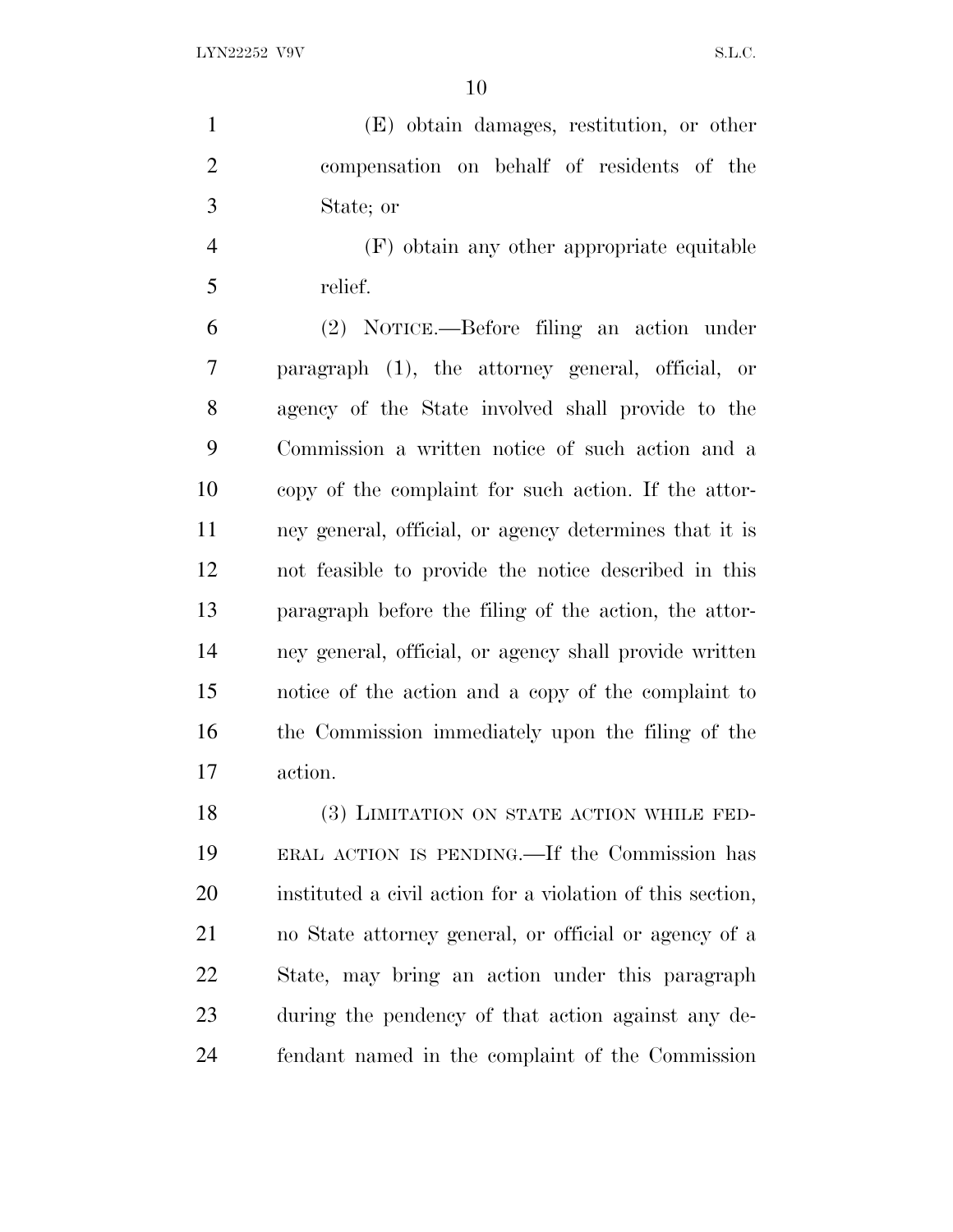(E) obtain damages, restitution, or other compensation on behalf of residents of the State; or

(F) obtain any other appropriate equitable relief.

(2) NOTICE.—Before filing an action under paragraph (1), the attorney general, official, or agency of the State involved shall provide to the Commission a written notice of such action and a copy of the complaint for such action. If the attorney general, official, or agency determines that it is not feasible to provide the notice described in this paragraph before the filing of the action, the attorney general, official, or agency shall provide written notice of the action and a copy of the complaint to the Commission immediately upon the filing of the action.

(3) LIMITATION ON STATE ACTION WHILE FEDERAL ACTION IS PENDING.—If the Commission has instituted a civil action for a violation of this section, no State attorney general, or official or agency of a State, may bring an action under this paragraph during the pendency of that action against any defendant named in the complaint of the Commission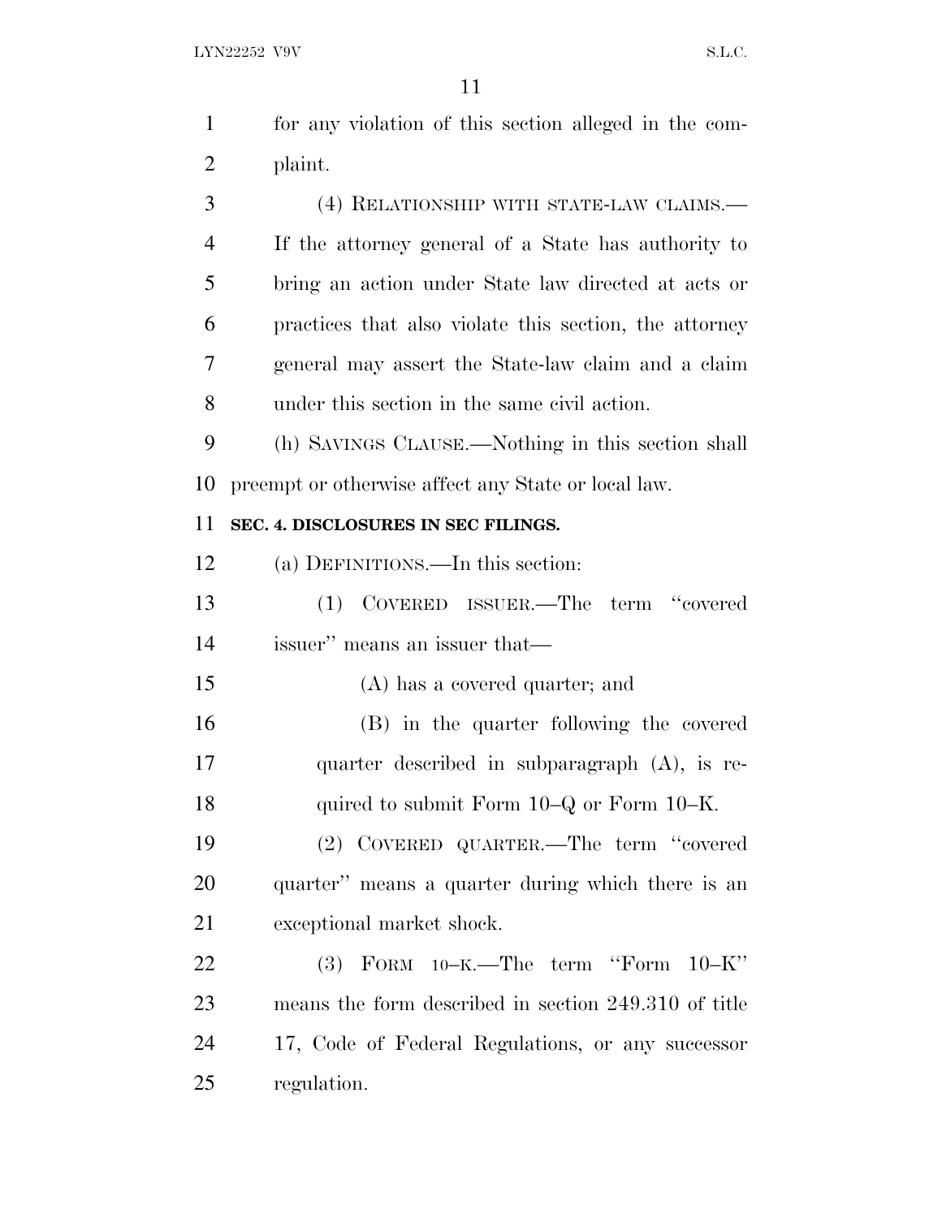for any violation of this section alleged in the complaint.

(4) RELATIONSHIP WITH STATE-LAW CLAIMS.—If the attorney general of a State has authority to bring an action under State law directed at acts or practices that also violate this section, the attorney general may assert the State-law claim and a claim under this section in the same civil action.

(h) SAVINGS CLAUSE.—Nothing in this section shall preempt or otherwise affect any State or local law.

**SEC. 4. DISCLOSURES IN SEC FILINGS.**

(a) DEFINITIONS.—In this section:

(1) COVERED ISSUER.—The term "covered issuer" means an issuer that—

(A) has a covered quarter; and

(B) in the quarter following the covered quarter described in subparagraph (A), is required to submit Form 10–Q or Form 10–K.

(2) COVERED QUARTER.—The term "covered quarter" means a quarter during which there is an exceptional market shock.

(3) FORM 10–K.—The term "Form 10–K" means the form described in section 249.310 of title 17, Code of Federal Regulations, or any successor regulation.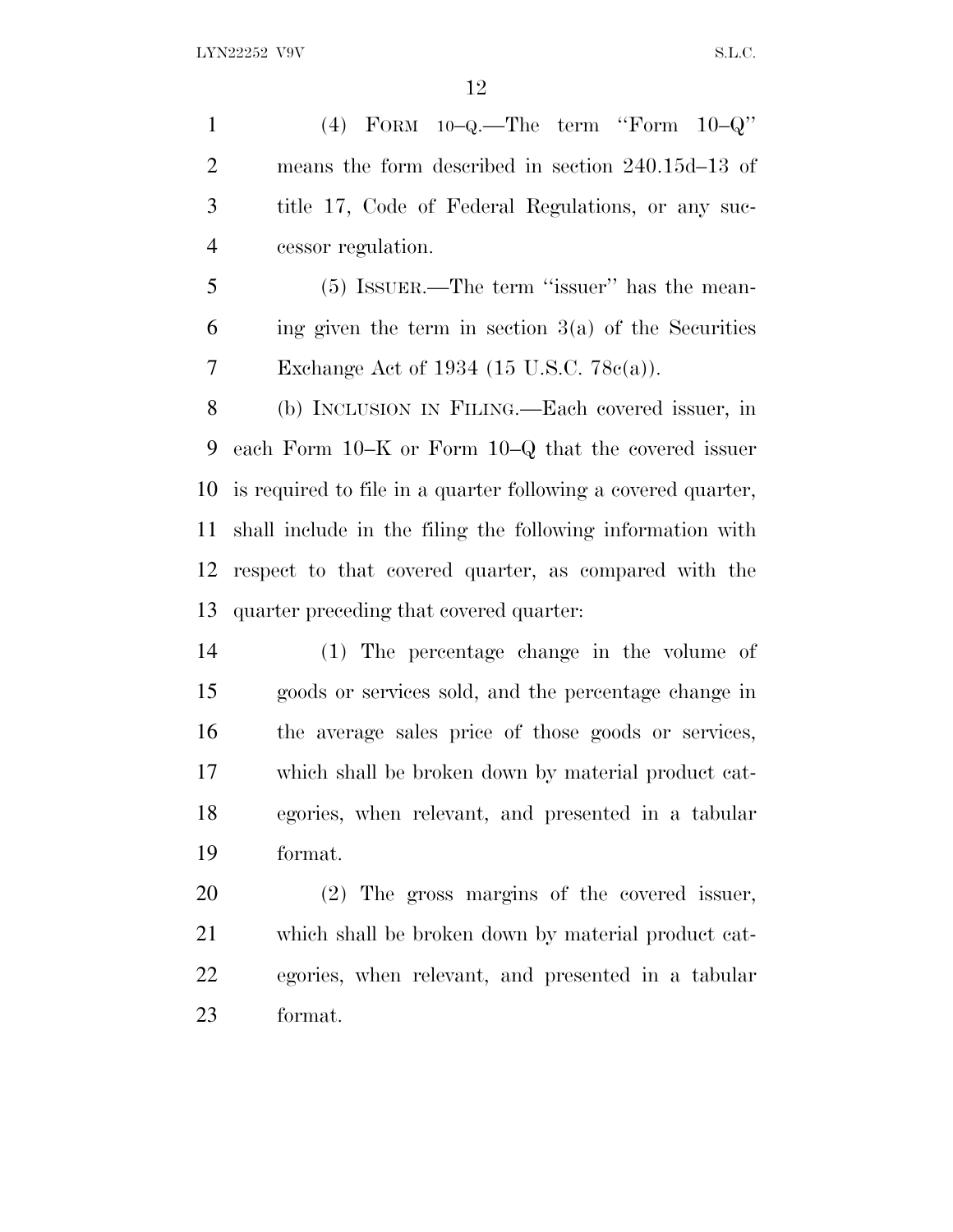(4) FORM 10–Q.—The term ''Form 10–Q'' means the form described in section 240.15d–13 of title 17, Code of Federal Regulations, or any successor regulation.

(5) ISSUER.—The term ''issuer'' has the meaning given the term in section 3(a) of the Securities Exchange Act of 1934 (15 U.S.C. 78c(a)).

(b) INCLUSION IN FILING.—Each covered issuer, in each Form 10–K or Form 10–Q that the covered issuer is required to file in a quarter following a covered quarter, shall include in the filing the following information with respect to that covered quarter, as compared with the quarter preceding that covered quarter:

(1) The percentage change in the volume of goods or services sold, and the percentage change in the average sales price of those goods or services, which shall be broken down by material product categories, when relevant, and presented in a tabular format.

(2) The gross margins of the covered issuer, which shall be broken down by material product categories, when relevant, and presented in a tabular format.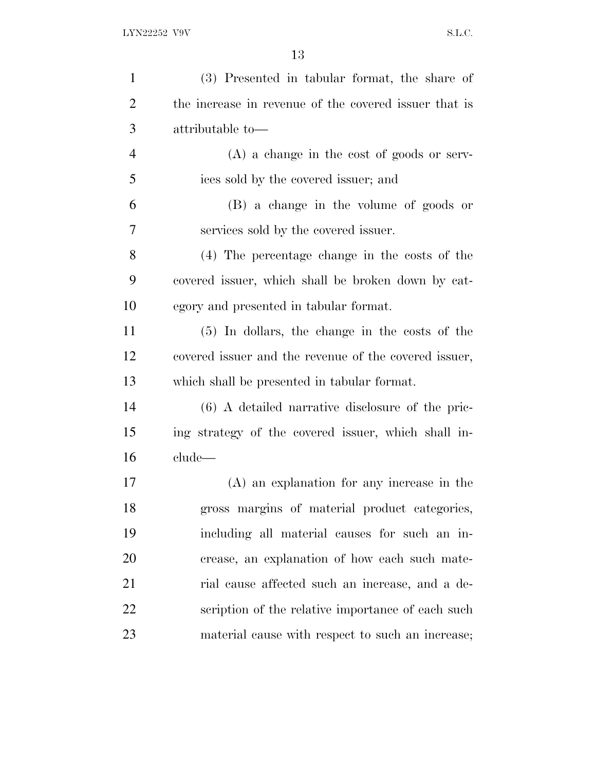(3) Presented in tabular format, the share of the increase in revenue of the covered issuer that is attributable to—

(A) a change in the cost of goods or services sold by the covered issuer; and

(B) a change in the volume of goods or services sold by the covered issuer.

(4) The percentage change in the costs of the covered issuer, which shall be broken down by category and presented in tabular format.

(5) In dollars, the change in the costs of the covered issuer and the revenue of the covered issuer, which shall be presented in tabular format.

(6) A detailed narrative disclosure of the pricing strategy of the covered issuer, which shall include—

(A) an explanation for any increase in the gross margins of material product categories, including all material causes for such an increase, an explanation of how each such material cause affected such an increase, and a description of the relative importance of each such material cause with respect to such an increase;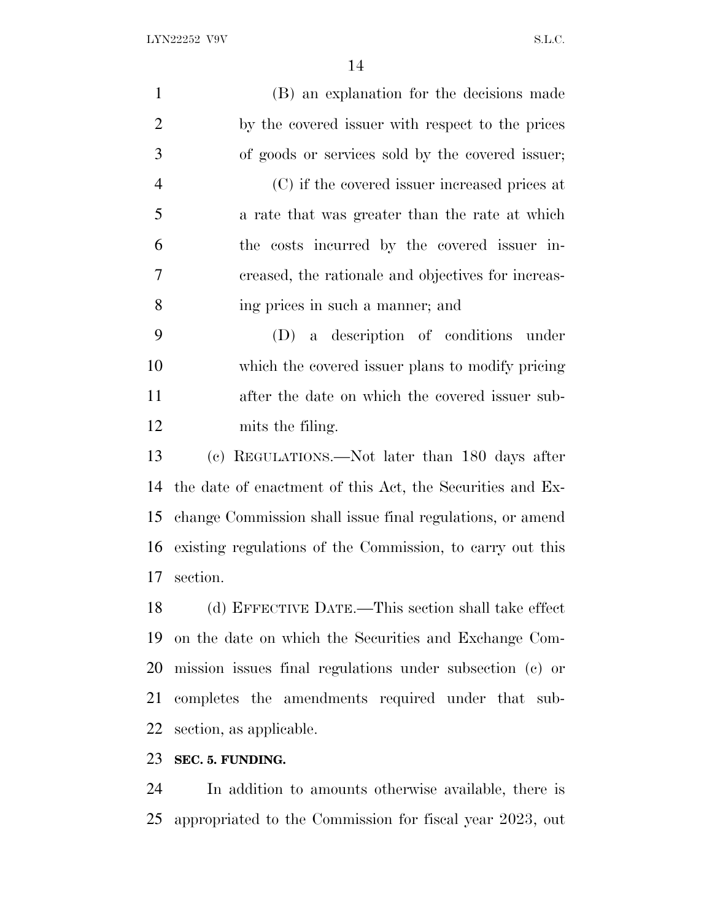(B) an explanation for the decisions made by the covered issuer with respect to the prices of goods or services sold by the covered issuer;

(C) if the covered issuer increased prices at a rate that was greater than the rate at which the costs incurred by the covered issuer increased, the rationale and objectives for increasing prices in such a manner; and

(D) a description of conditions under which the covered issuer plans to modify pricing after the date on which the covered issuer submits the filing.

(c) REGULATIONS.—Not later than 180 days after the date of enactment of this Act, the Securities and Exchange Commission shall issue final regulations, or amend existing regulations of the Commission, to carry out this section.

(d) EFFECTIVE DATE.—This section shall take effect on the date on which the Securities and Exchange Commission issues final regulations under subsection (c) or completes the amendments required under that subsection, as applicable.

**SEC. 5. FUNDING.**

In addition to amounts otherwise available, there is appropriated to the Commission for fiscal year 2023, out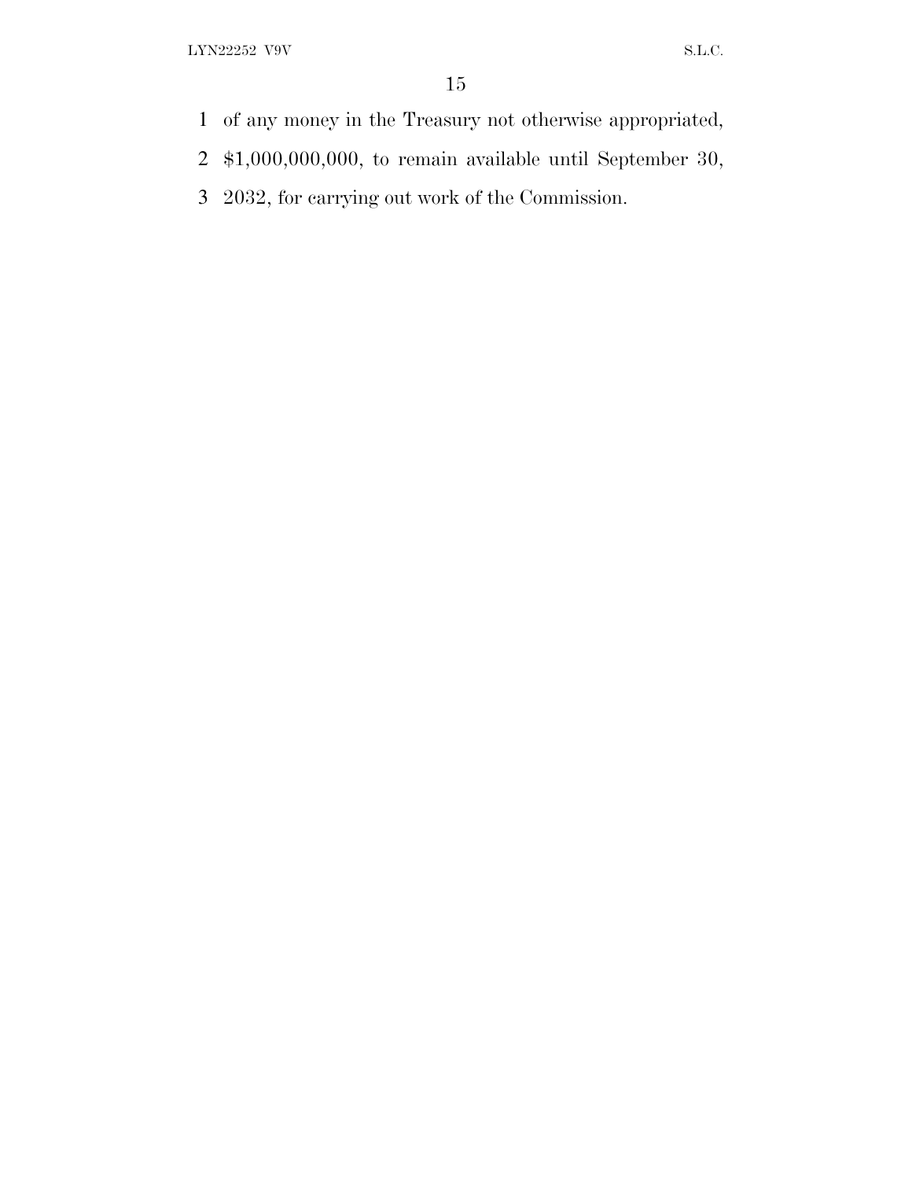of any money in the Treasury not otherwise appropriated, $1,000,000,000, to remain available until September 30, 2032, for carrying out work of the Commission.